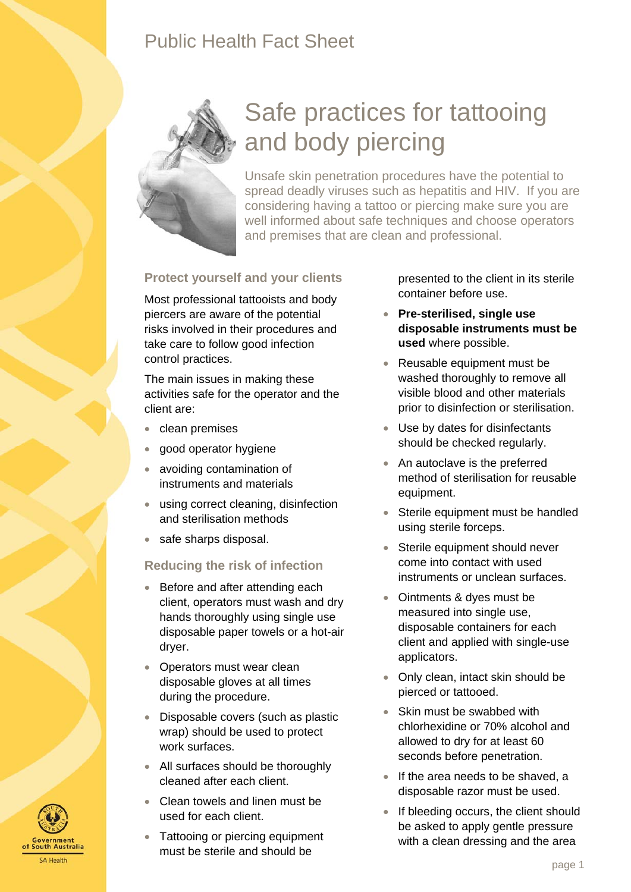Public Health Fact Sheet

# Safe practices for tattooing and body piercing

Unsafe skin penetration procedures have the potential to spread deadly viruses such as hepatitis and HIV. If you are considering having a tattoo or piercing make sure you are well informed about safe techniques and choose operators and premises that are clean and professional.

## Protect yourself and your clients

Most professional tattooists and body piercers are aware of the potential risks involved in their procedures and take care to follow good infection control practices.

The main issues in making these activities safe for the operator and the client are:

- clean premises
- good operator hygiene
- avoiding contamination of instruments and materials
- using correct cleaning, disinfection and sterilisation methods
- safe sharps disposal.

## Reducing the risk of infection

- Before and after attending each client, operators must wash and dry hands thoroughly using single use disposable paper towels or a hot-air dryer.
- Operators must wear clean disposable gloves at all times during the procedure.
- Disposable covers (such as plastic wrap) should be used to protect work surfaces.
- All surfaces should be thoroughly cleaned after each client.
- Clean towels and linen must be used for each client.
- Tattooing or piercing equipment must be sterile and should be presented to the client in its sterile container before use.
- **Pre-sterilised, single use disposable instruments must be used** where possible.
- Reusable equipment must be washed thoroughly to remove all visible blood and other materials prior to disinfection or sterilisation.
- Use by dates for disinfectants should be checked regularly.
- An autoclave is the preferred method of sterilisation for reusable equipment.
- Sterile equipment must be handled using sterile forceps.
- Sterile equipment should never come into contact with used instruments or unclean surfaces.
- Ointments & dyes must be measured into single use, disposable containers for each client and applied with single-use applicators.
- Only clean, intact skin should be pierced or tattooed.
- Skin must be swabbed with chlorhexidine or 70% alcohol and allowed to dry for at least 60 seconds before penetration.
- If the area needs to be shaved, a disposable razor must be used.
- If bleeding occurs, the client should be asked to apply gentle pressure with a clean dressing and the area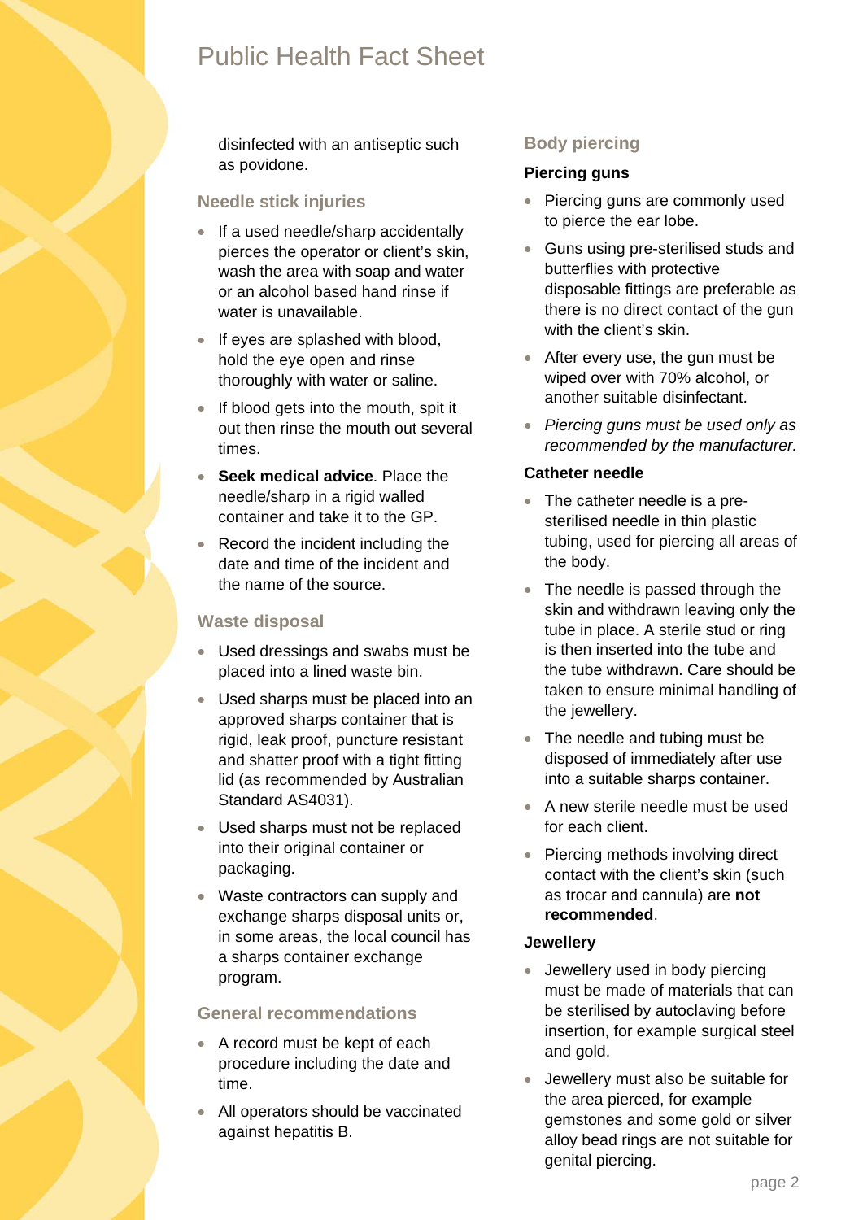disinfected with an antiseptic such as povidone.

## Needle stick injuries

- If a used needle/sharp accidentally pierces the operator or client's skin, wash the area with soap and water or an alcohol based hand rinse if water is unavailable.
- If eyes are splashed with blood, hold the eye open and rinse thoroughly with water or saline.
- If blood gets into the mouth, spit it out then rinse the mouth out several times.
- **Seek medical advice**. Place the needle/sharp in a rigid walled container and take it to the GP.
- Record the incident including the date and time of the incident and the name of the source.

## Waste disposal

- Used dressings and swabs must be placed into a lined waste bin.
- Used sharps must be placed into an approved sharps container that is rigid, leak proof, puncture resistant and shatter proof with a tight fitting lid (as recommended by Australian Standard AS4031).
- Used sharps must not be replaced into their original container or packaging.
- Waste contractors can supply and exchange sharps disposal units or, in some areas, the local council has a sharps container exchange program.

## General recommendations

- A record must be kept of each procedure including the date and time.
- All operators should be vaccinated against hepatitis B.

## Body piercing

### Piercing guns

- Piercing guns are commonly used to pierce the ear lobe.
- Guns using pre-sterilised studs and butterflies with protective disposable fittings are preferable as there is no direct contact of the gun with the client's skin.
- After every use, the gun must be wiped over with 70% alcohol, or another suitable disinfectant.
- *Piercing guns must be used only as recommended by the manufacturer.*

### Catheter needle

- The catheter needle is a pre-sterilised needle in thin plastic tubing, used for piercing all areas of the body.
- The needle is passed through the skin and withdrawn leaving only the tube in place. A sterile stud or ring is then inserted into the tube and the tube withdrawn. Care should be taken to ensure minimal handling of the jewellery.
- The needle and tubing must be disposed of immediately after use into a suitable sharps container.
- A new sterile needle must be used for each client.
- Piercing methods involving direct contact with the client's skin (such as trocar and cannula) are **not recommended**.

### Jewellery

- Jewellery used in body piercing must be made of materials that can be sterilised by autoclaving before insertion, for example surgical steel and gold.
- Jewellery must also be suitable for the area pierced, for example gemstones and some gold or silver alloy bead rings are not suitable for genital piercing.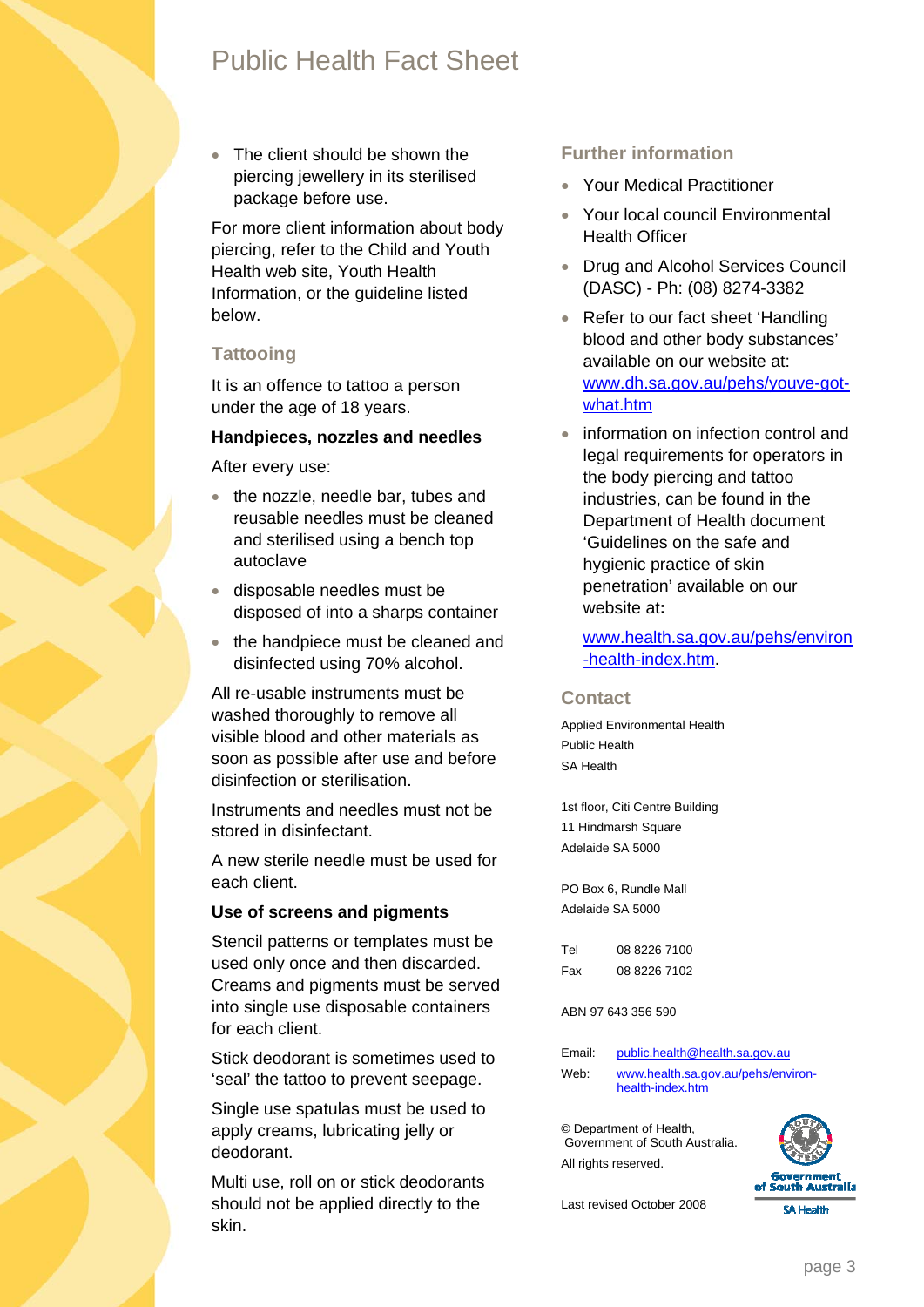- The client should be shown the piercing jewellery in its sterilised package before use.

For more client information about body piercing, refer to the Child and Youth Health web site, Youth Health Information, or the guideline listed below.

## Tattooing

It is an offence to tattoo a person under the age of 18 years.

**Handpieces, nozzles and needles**

After every use:

- the nozzle, needle bar, tubes and reusable needles must be cleaned and sterilised using a bench top autoclave
- disposable needles must be disposed of into a sharps container
- the handpiece must be cleaned and disinfected using 70% alcohol.

All re-usable instruments must be washed thoroughly to remove all visible blood and other materials as soon as possible after use and before disinfection or sterilisation.

Instruments and needles must not be stored in disinfectant.

A new sterile needle must be used for each client.

**Use of screens and pigments**

Stencil patterns or templates must be used only once and then discarded. Creams and pigments must be served into single use disposable containers for each client.

Stick deodorant is sometimes used to 'seal' the tattoo to prevent seepage.

Single use spatulas must be used to apply creams, lubricating jelly or deodorant.

Multi use, roll on or stick deodorants should not be applied directly to the skin.

## Further information

- Your Medical Practitioner
- Your local council Environmental Health Officer
- Drug and Alcohol Services Council (DASC) - Ph: (08) 8274-3382
- Refer to our fact sheet 'Handling blood and other body substances' available on our website at: www.dh.sa.gov.au/pehs/youve-got-what.htm
- information on infection control and legal requirements for operators in the body piercing and tattoo industries, can be found in the Department of Health document 'Guidelines on the safe and hygienic practice of skin penetration' available on our website at**:**

  www.health.sa.gov.au/pehs/environ-health-index.htm.

## Contact

Applied Environmental Health
Public Health
SA Health

1st floor, Citi Centre Building
11 Hindmarsh Square
Adelaide SA 5000

PO Box 6, Rundle Mall
Adelaide SA 5000

Tel 08 8226 7100
Fax 08 8226 7102

ABN 97 643 356 590

Email: public.health@health.sa.gov.au
Web: www.health.sa.gov.au/pehs/environ-health-index.htm

© Department of Health, Government of South Australia.
All rights reserved.

Last revised October 2008

Government of South Australia
SA Health